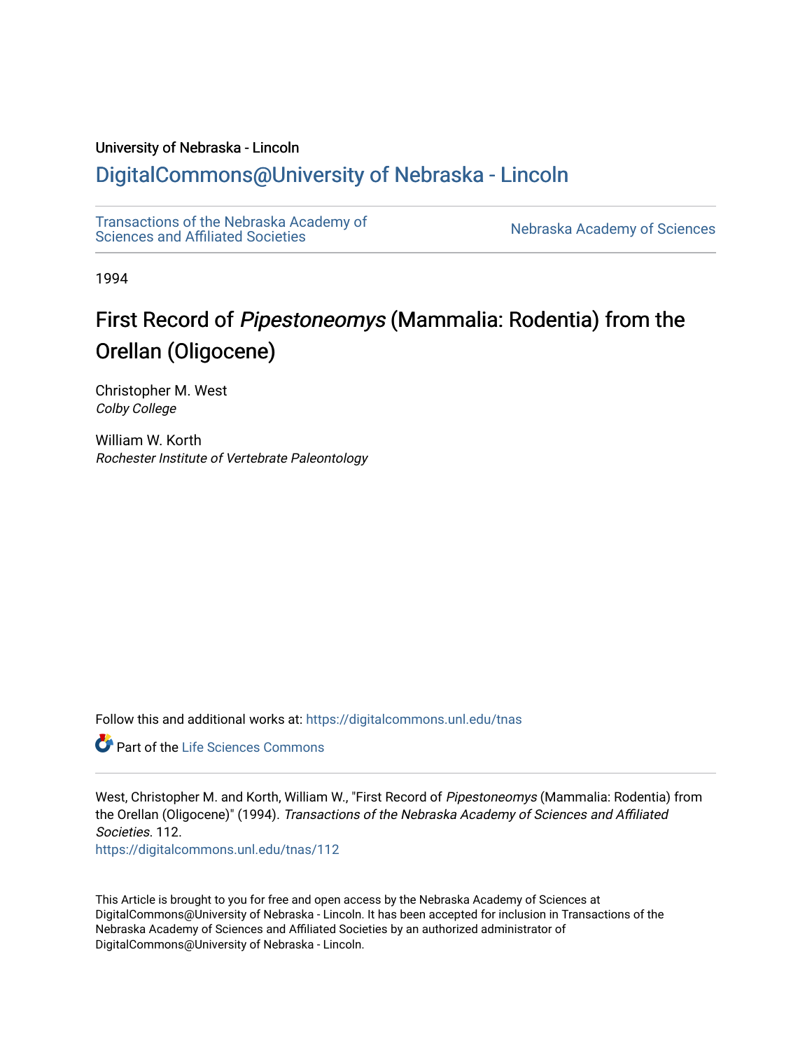University of Nebraska - Lincoln

## DigitalCommons@University of Nebraska - Lincoln

Transactions of the Nebraska Academy of Sciences and Affiliated Societies

Nebraska Academy of Sciences

1994

# First Record of *Pipestoneomys* (Mammalia: Rodentia) from the Orellan (Oligocene)

Christopher M. West
*Colby College*

William W. Korth
*Rochester Institute of Vertebrate Paleontology*

Follow this and additional works at: https://digitalcommons.unl.edu/tnas

Part of the Life Sciences Commons

West, Christopher M. and Korth, William W., "First Record of *Pipestoneomys* (Mammalia: Rodentia) from the Orellan (Oligocene)" (1994). *Transactions of the Nebraska Academy of Sciences and Affiliated Societies*. 112.
https://digitalcommons.unl.edu/tnas/112

This Article is brought to you for free and open access by the Nebraska Academy of Sciences at DigitalCommons@University of Nebraska - Lincoln. It has been accepted for inclusion in Transactions of the Nebraska Academy of Sciences and Affiliated Societies by an authorized administrator of DigitalCommons@University of Nebraska - Lincoln.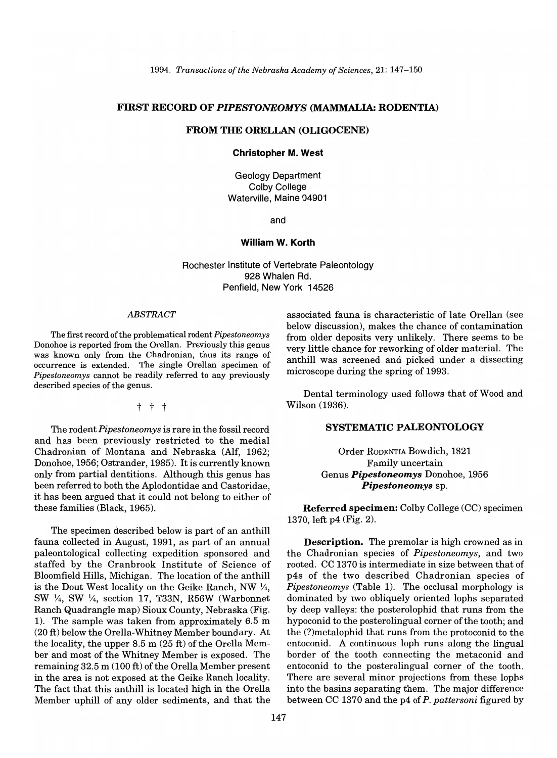# FIRST RECORD OF *PIPESTONEOMYS* (MAMMALIA: RODENTIA)

## FROM THE ORELLAN (OLIGOCENE)

**Christopher M. West**

Geology Department
Colby College
Waterville, Maine 04901

and

**William W. Korth**

Rochester Institute of Vertebrate Paleontology
928 Whalen Rd.
Penfield, New York 14526

### *ABSTRACT*

The first record of the problematical rodent *Pipestoneomys* Donohoe is reported from the Orellan. Previously this genus was known only from the Chadronian, thus its range of occurrence is extended. The single Orellan specimen of *Pipestoneomys* cannot be readily referred to any previously described species of the genus.

† † †

The rodent *Pipestoneomys* is rare in the fossil record and has been previously restricted to the medial Chadronian of Montana and Nebraska (Alf, 1962; Donohoe, 1956; Ostrander, 1985). It is currently known only from partial dentitions. Although this genus has been referred to both the Aplodontidae and Castoridae, it has been argued that it could not belong to either of these families (Black, 1965).

The specimen described below is part of an anthill fauna collected in August, 1991, as part of an annual paleontological collecting expedition sponsored and staffed by the Cranbrook Institute of Science of Bloomfield Hills, Michigan. The location of the anthill is the Dout West locality on the Geike Ranch, NW ¼, SW ¼, SW ¼, section 17, T33N, R56W (Warbonnet Ranch Quadrangle map) Sioux County, Nebraska (Fig. 1). The sample was taken from approximately 6.5 m (20 ft) below the Orella-Whitney Member boundary. At the locality, the upper 8.5 m (25 ft) of the Orella Member and most of the Whitney Member is exposed. The remaining 32.5 m (100 ft) of the Orella Member present in the area is not exposed at the Geike Ranch locality. The fact that this anthill is located high in the Orella Member uphill of any older sediments, and that the associated fauna is characteristic of late Orellan (see below discussion), makes the chance of contamination from older deposits very unlikely. There seems to be very little chance for reworking of older material. The anthill was screened and picked under a dissecting microscope during the spring of 1993.

Dental terminology used follows that of Wood and Wilson (1936).

## SYSTEMATIC PALEONTOLOGY

Order Rodentia Bowdich, 1821
Family uncertain
Genus ***Pipestoneomys*** Donohoe, 1956
***Pipestoneomys*** sp.

**Referred specimen:** Colby College (CC) specimen 1370, left p4 (Fig. 2).

**Description.** The premolar is high crowned as in the Chadronian species of *Pipestoneomys*, and two rooted. CC 1370 is intermediate in size between that of p4s of the two described Chadronian species of *Pipestoneomys* (Table 1). The occlusal morphology is dominated by two obliquely oriented lophs separated by deep valleys: the posterolophid that runs from the hypoconid to the posterolingual corner of the tooth; and the (?)metalophid that runs from the protoconid to the entoconid. A continuous loph runs along the lingual border of the tooth connecting the metaconid and entoconid to the posterolingual corner of the tooth. There are several minor projections from these lophs into the basins separating them. The major difference between CC 1370 and the p4 of *P. pattersoni* figured by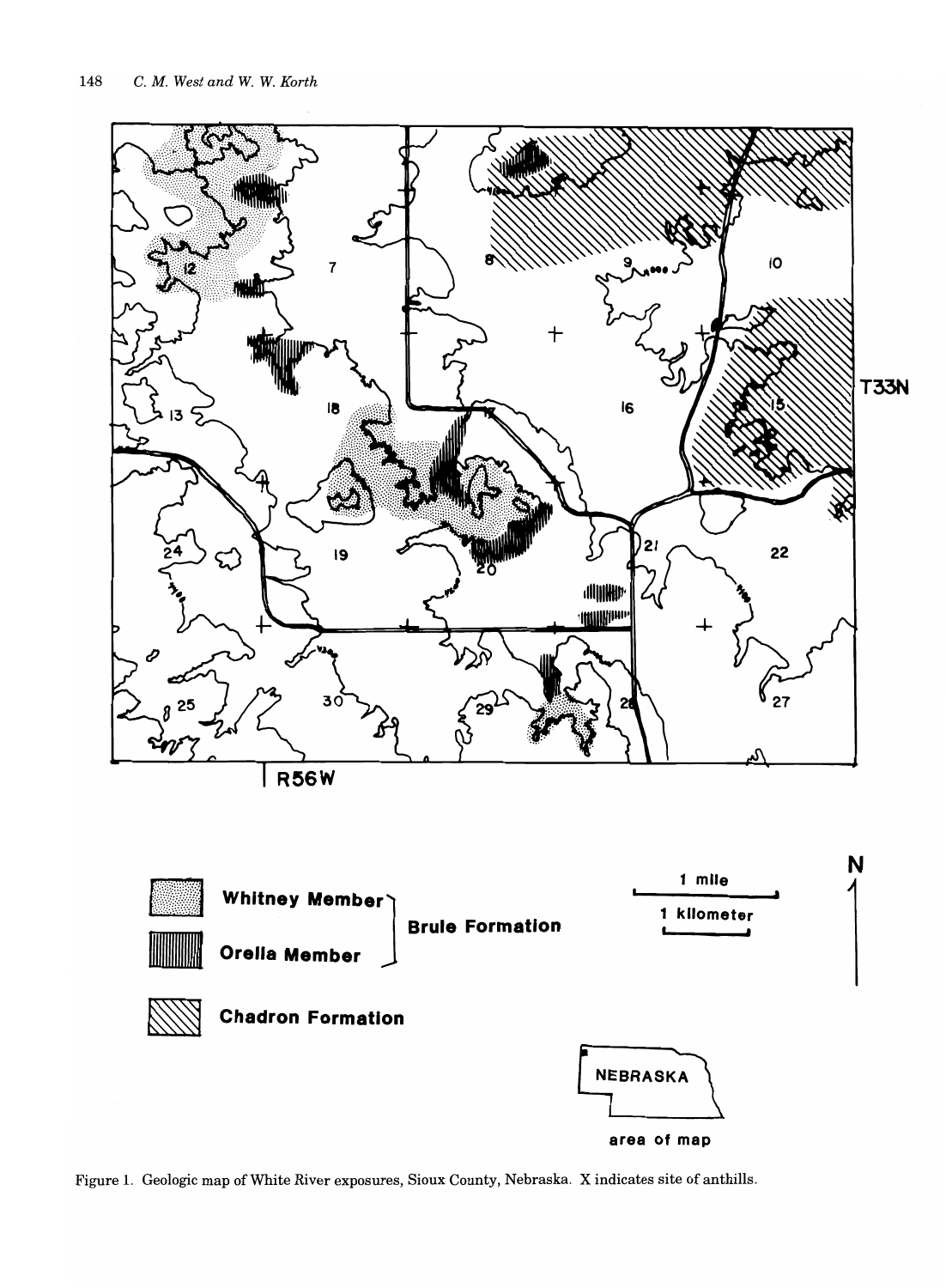Figure 1. Geologic map of White River exposures, Sioux County, Nebraska. X indicates site of anthills.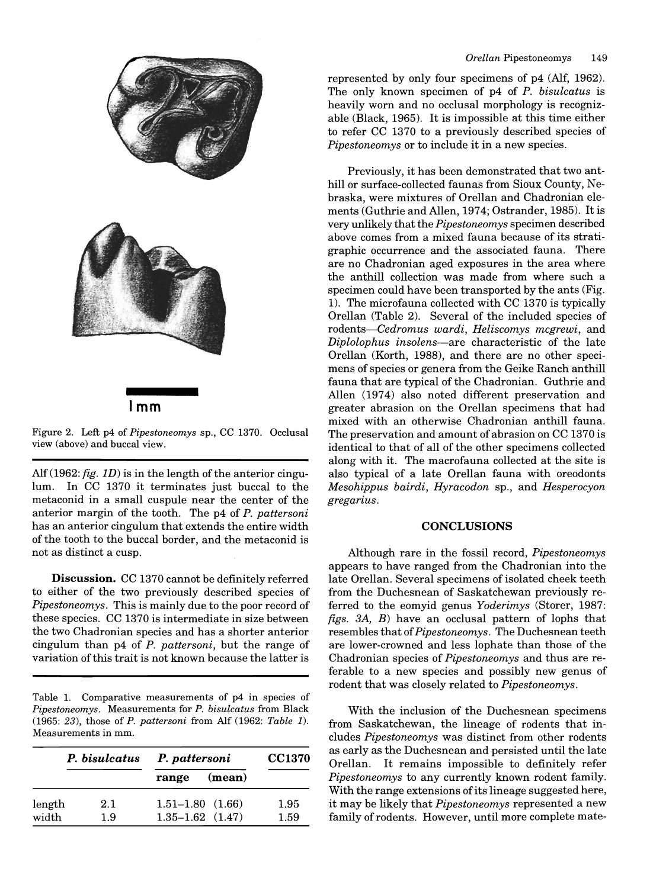Figure 2. Left p4 of *Pipestoneomys* sp., CC 1370. Occlusal view (above) and buccal view.

Alf (1962: *fig. 1D*) is in the length of the anterior cingulum. In CC 1370 it terminates just buccal to the metaconid in a small cuspule near the center of the anterior margin of the tooth. The p4 of *P. pattersoni* has an anterior cingulum that extends the entire width of the tooth to the buccal border, and the metaconid is not as distinct a cusp.

**Discussion.** CC 1370 cannot be definitely referred to either of the two previously described species of *Pipestoneomys*. This is mainly due to the poor record of these species. CC 1370 is intermediate in size between the two Chadronian species and has a shorter anterior cingulum than p4 of *P. pattersoni*, but the range of variation of this trait is not known because the latter is represented by only four specimens of p4 (Alf, 1962). The only known specimen of p4 of *P. bisulcatus* is heavily worn and no occlusal morphology is recognizable (Black, 1965). It is impossible at this time either to refer CC 1370 to a previously described species of *Pipestoneomys* or to include it in a new species.

Previously, it has been demonstrated that two anthill or surface-collected faunas from Sioux County, Nebraska, were mixtures of Orellan and Chadronian elements (Guthrie and Allen, 1974; Ostrander, 1985). It is very unlikely that the *Pipestoneomys* specimen described above comes from a mixed fauna because of its stratigraphic occurrence and the associated fauna. There are no Chadronian aged exposures in the area where the anthill collection was made from where such a specimen could have been transported by the ants (Fig. 1). The microfauna collected with CC 1370 is typically Orellan (Table 2). Several of the included species of rodents—*Cedromus wardi*, *Heliscomys mcgrewi*, and *Diplolophus insolens*—are characteristic of the late Orellan (Korth, 1988), and there are no other specimens of species or genera from the Geike Ranch anthill fauna that are typical of the Chadronian. Guthrie and Allen (1974) also noted different preservation and greater abrasion on the Orellan specimens that had mixed with an otherwise Chadronian anthill fauna. The preservation and amount of abrasion on CC 1370 is identical to that of all of the other specimens collected along with it. The macrofauna collected at the site is also typical of a late Orellan fauna with oreodonts *Mesohippus bairdi*, *Hyracodon* sp., and *Hesperocyon gregarius*.

Table 1. Comparative measurements of p4 in species of *Pipestoneomys*. Measurements for *P. bisulcatus* from Black (1965: *23*), those of *P. pattersoni* from Alf (1962: *Table 1*). Measurements in mm.

| | *P. bisulcatus* | *P. pattersoni* range (mean) | CC1370 |
|---|---|---|---|
| length | 2.1 | 1.51–1.80 (1.66) | 1.95 |
| width | 1.9 | 1.35–1.62 (1.47) | 1.59 |

## CONCLUSIONS

Although rare in the fossil record, *Pipestoneomys* appears to have ranged from the Chadronian into the late Orellan. Several specimens of isolated cheek teeth from the Duchesnean of Saskatchewan previously referred to the eomyid genus *Yoderimys* (Storer, 1987: *figs. 3A, B*) have an occlusal pattern of lophs that resembles that of *Pipestoneomys*. The Duchesnean teeth are lower-crowned and less lophate than those of the Chadronian species of *Pipestoneomys* and thus are referable to a new species and possibly new genus of rodent that was closely related to *Pipestoneomys*.

With the inclusion of the Duchesnean specimens from Saskatchewan, the lineage of rodents that includes *Pipestoneomys* was distinct from other rodents as early as the Duchesnean and persisted until the late Orellan. It remains impossible to definitely refer *Pipestoneomys* to any currently known rodent family. With the range extensions of its lineage suggested here, it may be likely that *Pipestoneomys* represented a new family of rodents. However, until more complete mate-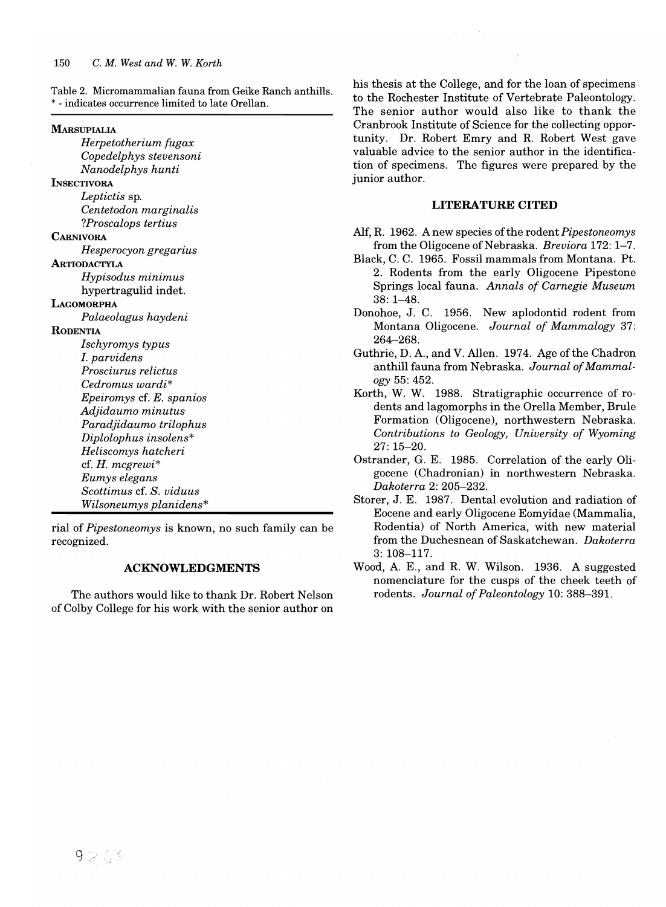Table 2. Micromammalian fauna from Geike Ranch anthills. * - indicates occurrence limited to late Orellan.

| | |
|---|---|
| **MARSUPIALIA** | |
| | *Herpetotherium fugax* |
| | *Copedelphys stevensoni* |
| | *Nanodelphys hunti* |
| **INSECTIVORA** | |
| | *Leptictis* sp. |
| | *Centetodon marginalis* |
| | ?*Proscalops tertius* |
| **CARNIVORA** | |
| | *Hesperocyon gregarius* |
| **ARTIODACTYLA** | |
| | *Hypisodus minimus* |
| | hypertragulid indet. |
| **LAGOMORPHA** | |
| | *Palaeolagus haydeni* |
| **RODENTIA** | |
| | *Ischyromys typus* |
| | *I. parvidens* |
| | *Prosciurus relictus* |
| | *Cedromus wardi** |
| | *Epeiromys* cf. *E. spanios* |
| | *Adjidaumo minutus* |
| | *Paradjidaumo trilophus* |
| | *Diplolophus insolens** |
| | *Heliscomys hatcheri* |
| | cf. *H. mcgrewi** |
| | *Eumys elegans* |
| | *Scottimus* cf. *S. viduus* |
| | *Wilsoneumys planidens** |

rial of *Pipestoneomys* is known, no such family can be recognized.

## ACKNOWLEDGMENTS

The authors would like to thank Dr. Robert Nelson of Colby College for his work with the senior author on his thesis at the College, and for the loan of specimens to the Rochester Institute of Vertebrate Paleontology. The senior author would also like to thank the Cranbrook Institute of Science for the collecting opportunity. Dr. Robert Emry and R. Robert West gave valuable advice to the senior author in the identification of specimens. The figures were prepared by the junior author.

## LITERATURE CITED

Alf, R. 1962. A new species of the rodent *Pipestoneomys* from the Oligocene of Nebraska. *Breviora* 172: 1–7.

Black, C. C. 1965. Fossil mammals from Montana. Pt. 2. Rodents from the early Oligocene Pipestone Springs local fauna. *Annals of Carnegie Museum* 38: 1–48.

Donohoe, J. C. 1956. New aplodontid rodent from Montana Oligocene. *Journal of Mammalogy* 37: 264–268.

Guthrie, D. A., and V. Allen. 1974. Age of the Chadron anthill fauna from Nebraska. *Journal of Mammalogy* 55: 452.

Korth, W. W. 1988. Stratigraphic occurrence of rodents and lagomorphs in the Orella Member, Brule Formation (Oligocene), northwestern Nebraska. *Contributions to Geology, University of Wyoming* 27: 15–20.

Ostrander, G. E. 1985. Correlation of the early Oligocene (Chadronian) in northwestern Nebraska. *Dakoterra* 2: 205–232.

Storer, J. E. 1987. Dental evolution and radiation of Eocene and early Oligocene Eomyidae (Mammalia, Rodentia) of North America, with new material from the Duchesnean of Saskatchewan. *Dakoterra* 3: 108–117.

Wood, A. E., and R. W. Wilson. 1936. A suggested nomenclature for the cusps of the cheek teeth of rodents. *Journal of Paleontology* 10: 388–391.